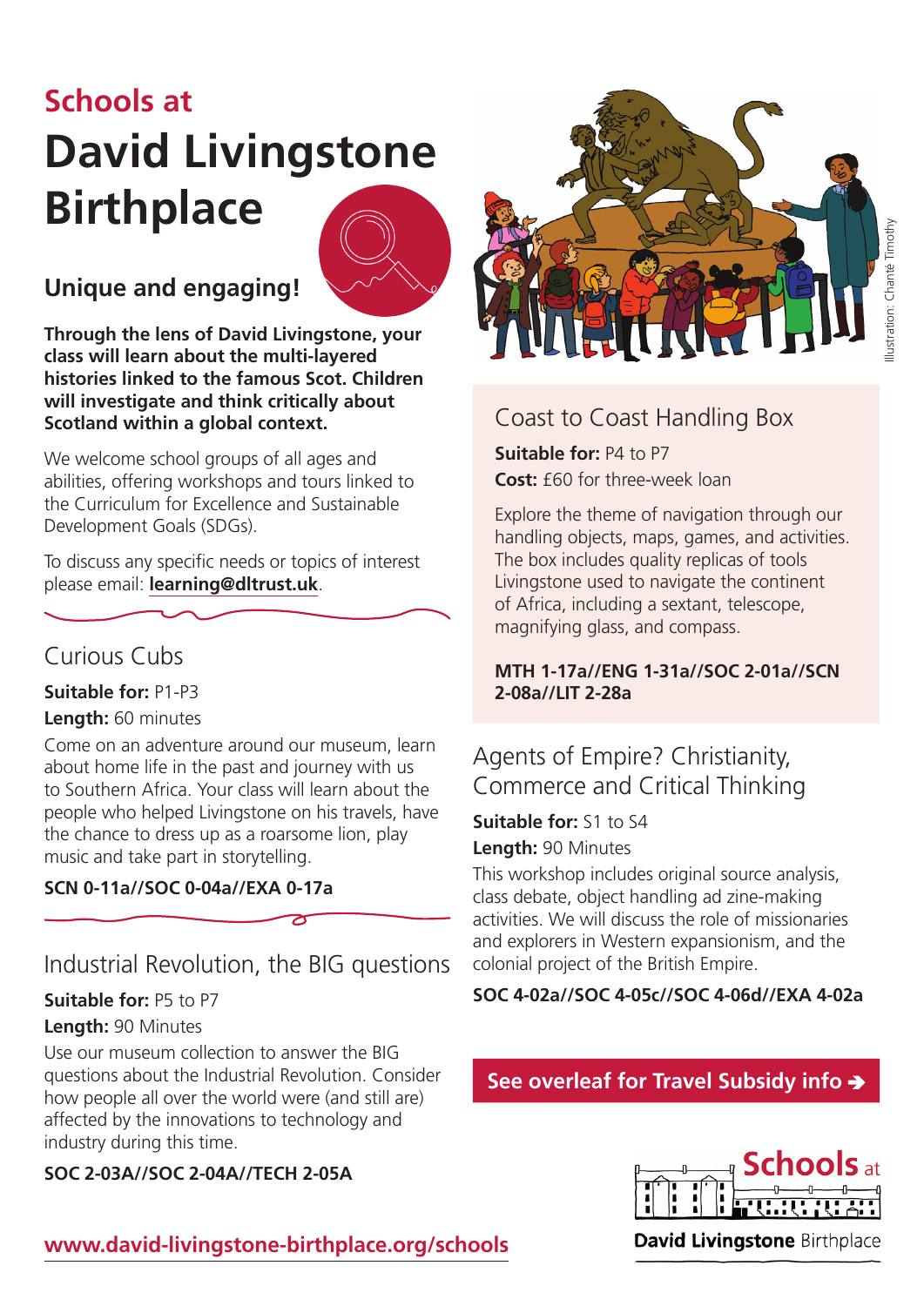# Schools at David Livingstone Birthplace

## Unique and engaging!

**Through the lens of David Livingstone, your class will learn about the multi-layered histories linked to the famous Scot. Children will investigate and think critically about Scotland within a global context.**

We welcome school groups of all ages and abilities, offering workshops and tours linked to the Curriculum for Excellence and Sustainable Development Goals (SDGs).

To discuss any specific needs or topics of interest please email: **learning@dltrust.uk**.

## Curious Cubs

**Suitable for:** P1-P3

**Length:** 60 minutes

Come on an adventure around our museum, learn about home life in the past and journey with us to Southern Africa. Your class will learn about the people who helped Livingstone on his travels, have the chance to dress up as a roarsome lion, play music and take part in storytelling.

**SCN 0-11a//SOC 0-04a//EXA 0-17a**

## Industrial Revolution, the BIG questions

**Suitable for:** P5 to P7

**Length:** 90 Minutes

Use our museum collection to answer the BIG questions about the Industrial Revolution. Consider how people all over the world were (and still are) affected by the innovations to technology and industry during this time.

**SOC 2-03A//SOC 2-04A//TECH 2-05A**

Illustration: Chanté Timothy

## Coast to Coast Handling Box

**Suitable for:** P4 to P7

**Cost:** £60 for three-week loan

Explore the theme of navigation through our handling objects, maps, games, and activities. The box includes quality replicas of tools Livingstone used to navigate the continent of Africa, including a sextant, telescope, magnifying glass, and compass.

**MTH 1-17a//ENG 1-31a//SOC 2-01a//SCN 2-08a//LIT 2-28a**

## Agents of Empire? Christianity, Commerce and Critical Thinking

**Suitable for:** S1 to S4

**Length:** 90 Minutes

This workshop includes original source analysis, class debate, object handling ad zine-making activities. We will discuss the role of missionaries and explorers in Western expansionism, and the colonial project of the British Empire.

**SOC 4-02a//SOC 4-05c//SOC 4-06d//EXA 4-02a**

**See overleaf for Travel Subsidy info ➔**

**www.david-livingstone-birthplace.org/schools**

Schools at **David Livingstone** Birthplace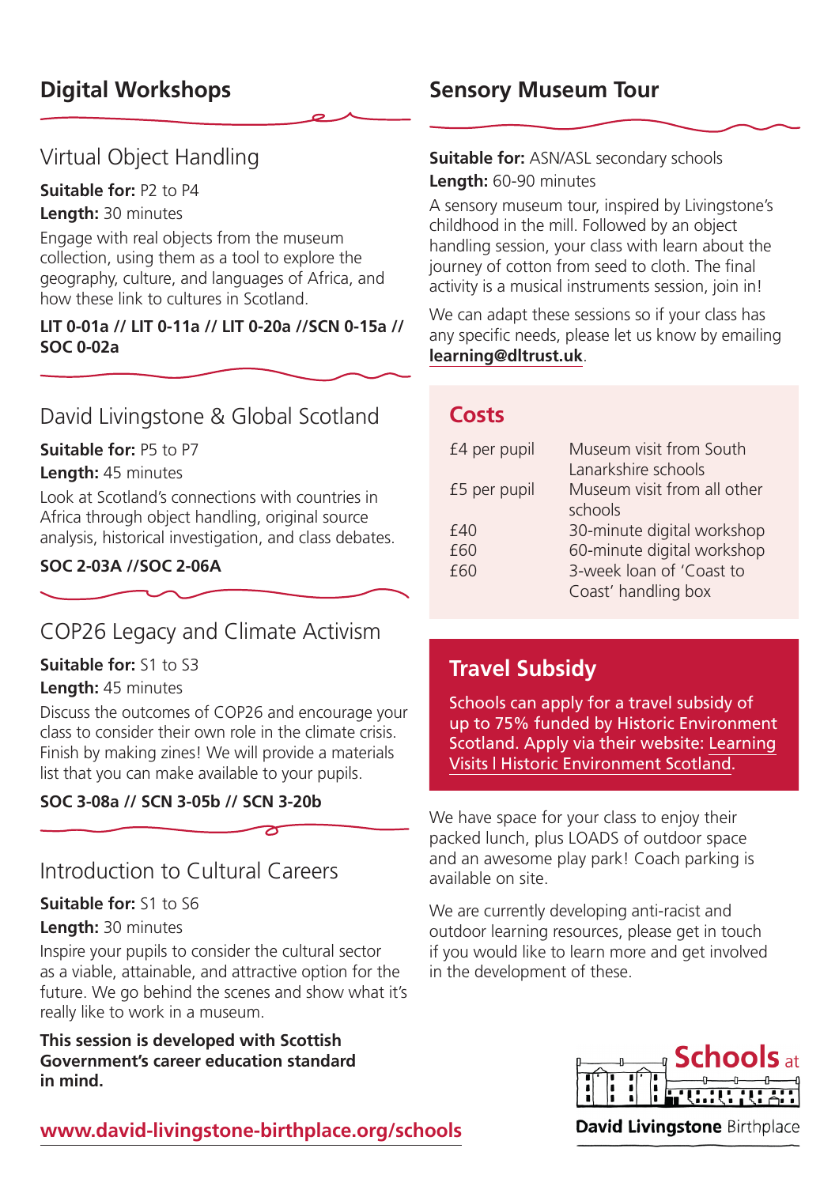## Digital Workshops

### Virtual Object Handling

**Suitable for:** P2 to P4

**Length:** 30 minutes

Engage with real objects from the museum collection, using them as a tool to explore the geography, culture, and languages of Africa, and how these link to cultures in Scotland.

**LIT 0-01a // LIT 0-11a // LIT 0-20a //SCN 0-15a // SOC 0-02a**

### David Livingstone & Global Scotland

**Suitable for:** P5 to P7

**Length:** 45 minutes

Look at Scotland's connections with countries in Africa through object handling, original source analysis, historical investigation, and class debates.

**SOC 2-03A //SOC 2-06A**

### COP26 Legacy and Climate Activism

**Suitable for:** S1 to S3

**Length:** 45 minutes

Discuss the outcomes of COP26 and encourage your class to consider their own role in the climate crisis. Finish by making zines! We will provide a materials list that you can make available to your pupils.

**SOC 3-08a // SCN 3-05b // SCN 3-20b**

### Introduction to Cultural Careers

**Suitable for:** S1 to S6

**Length:** 30 minutes

Inspire your pupils to consider the cultural sector as a viable, attainable, and attractive option for the future. We go behind the scenes and show what it's really like to work in a museum.

**This session is developed with Scottish Government's career education standard in mind.**

## Sensory Museum Tour

**Suitable for:** ASN/ASL secondary schools

**Length:** 60-90 minutes

A sensory museum tour, inspired by Livingstone's childhood in the mill. Followed by an object handling session, your class with learn about the journey of cotton from seed to cloth. The final activity is a musical instruments session, join in!

We can adapt these sessions so if your class has any specific needs, please let us know by emailing **learning@dltrust.uk**.

### Costs

| | |
|---|---|
| £4 per pupil | Museum visit from South Lanarkshire schools |
| £5 per pupil | Museum visit from all other schools |
| £40 | 30-minute digital workshop |
| £60 | 60-minute digital workshop |
| £60 | 3-week loan of 'Coast to Coast' handling box |

### Travel Subsidy

Schools can apply for a travel subsidy of up to 75% funded by Historic Environment Scotland. Apply via their website: Learning Visits I Historic Environment Scotland.

We have space for your class to enjoy their packed lunch, plus LOADS of outdoor space and an awesome play park! Coach parking is available on site.

We are currently developing anti-racist and outdoor learning resources, please get in touch if you would like to learn more and get involved in the development of these.

**www.david-livingstone-birthplace.org/schools**

Schools at David Livingstone Birthplace